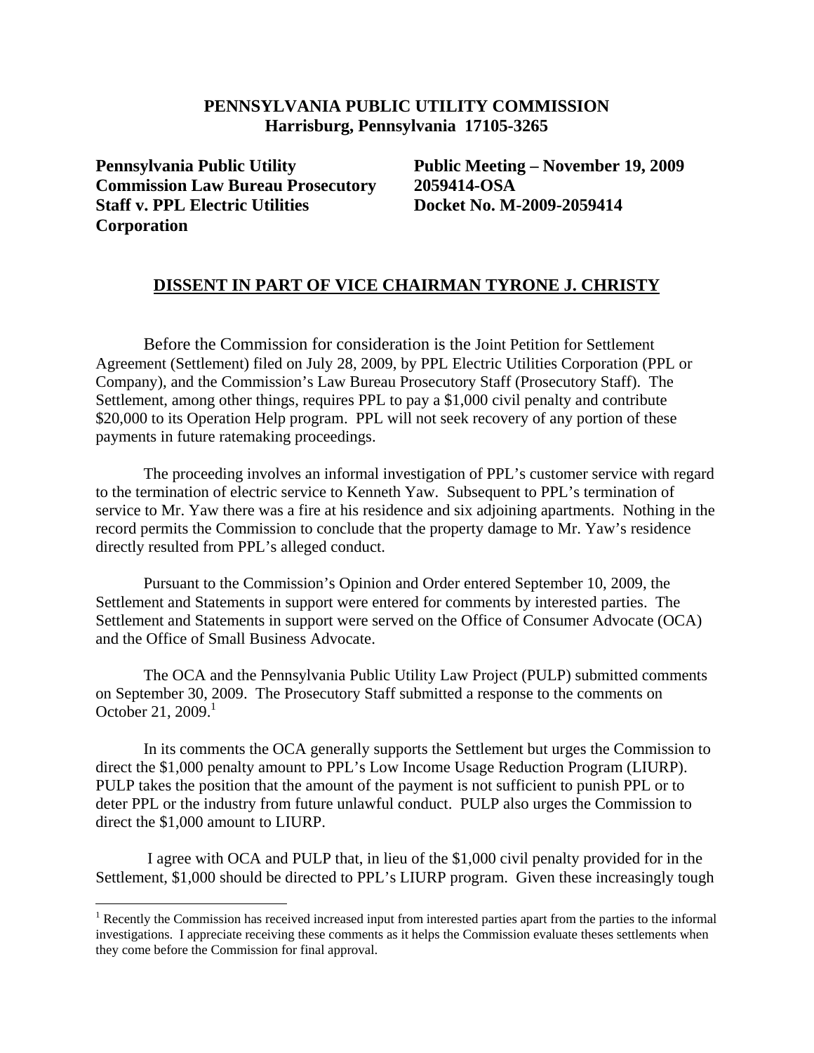**PENNSYLVANIA PUBLIC UTILITY COMMISSION**
**Harrisburg, Pennsylvania 17105-3265**

**Pennsylvania Public Utility Commission Law Bureau Prosecutory Staff v. PPL Electric Utilities Corporation**

**Public Meeting – November 19, 2009**
**2059414-OSA**
**Docket No. M-2009-2059414**

## DISSENT IN PART OF VICE CHAIRMAN TYRONE J. CHRISTY

Before the Commission for consideration is the Joint Petition for Settlement Agreement (Settlement) filed on July 28, 2009, by PPL Electric Utilities Corporation (PPL or Company), and the Commission's Law Bureau Prosecutory Staff (Prosecutory Staff). The Settlement, among other things, requires PPL to pay a $1,000 civil penalty and contribute $20,000 to its Operation Help program. PPL will not seek recovery of any portion of these payments in future ratemaking proceedings.

The proceeding involves an informal investigation of PPL's customer service with regard to the termination of electric service to Kenneth Yaw. Subsequent to PPL's termination of service to Mr. Yaw there was a fire at his residence and six adjoining apartments. Nothing in the record permits the Commission to conclude that the property damage to Mr. Yaw's residence directly resulted from PPL's alleged conduct.

Pursuant to the Commission's Opinion and Order entered September 10, 2009, the Settlement and Statements in support were entered for comments by interested parties. The Settlement and Statements in support were served on the Office of Consumer Advocate (OCA) and the Office of Small Business Advocate.

The OCA and the Pennsylvania Public Utility Law Project (PULP) submitted comments on September 30, 2009. The Prosecutory Staff submitted a response to the comments on October 21, 2009.[1]

In its comments the OCA generally supports the Settlement but urges the Commission to direct the $1,000 penalty amount to PPL's Low Income Usage Reduction Program (LIURP). PULP takes the position that the amount of the payment is not sufficient to punish PPL or to deter PPL or the industry from future unlawful conduct. PULP also urges the Commission to direct the $1,000 amount to LIURP.

I agree with OCA and PULP that, in lieu of the $1,000 civil penalty provided for in the Settlement, $1,000 should be directed to PPL's LIURP program. Given these increasingly tough

[1] Recently the Commission has received increased input from interested parties apart from the parties to the informal investigations. I appreciate receiving these comments as it helps the Commission evaluate theses settlements when they come before the Commission for final approval.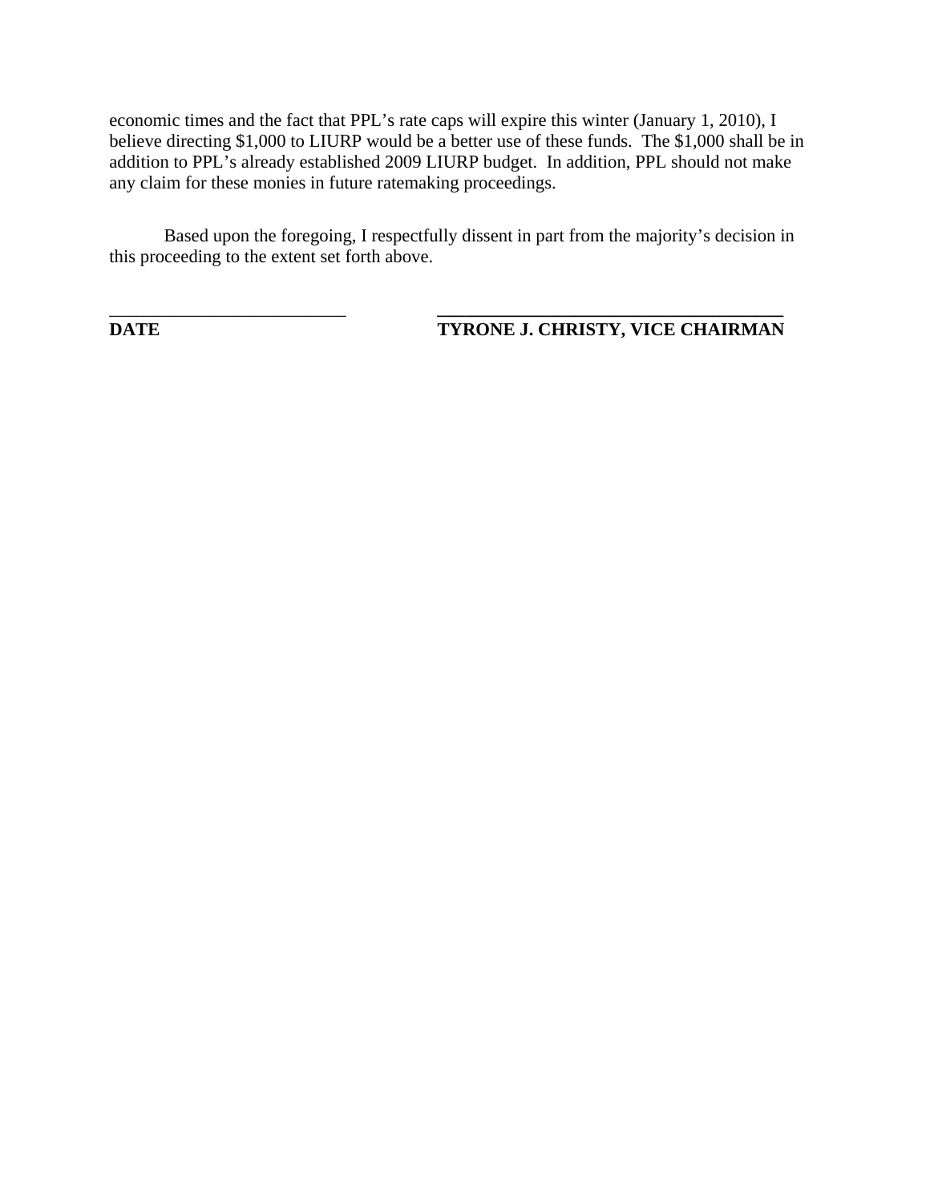economic times and the fact that PPL's rate caps will expire this winter (January 1, 2010), I believe directing $1,000 to LIURP would be a better use of these funds. The $1,000 shall be in addition to PPL's already established 2009 LIURP budget. In addition, PPL should not make any claim for these monies in future ratemaking proceedings.

Based upon the foregoing, I respectfully dissent in part from the majority's decision in this proceeding to the extent set forth above.

| | |
|---|---|
| \_\_\_\_\_\_\_\_\_\_\_\_\_\_\_\_\_\_\_\_\_\_\_\_\_\_ | \_\_\_\_\_\_\_\_\_\_\_\_\_\_\_\_\_\_\_\_\_\_\_\_\_\_\_\_\_\_\_\_\_\_\_\_\_\_ |
| **DATE** | **TYRONE J. CHRISTY, VICE CHAIRMAN** |